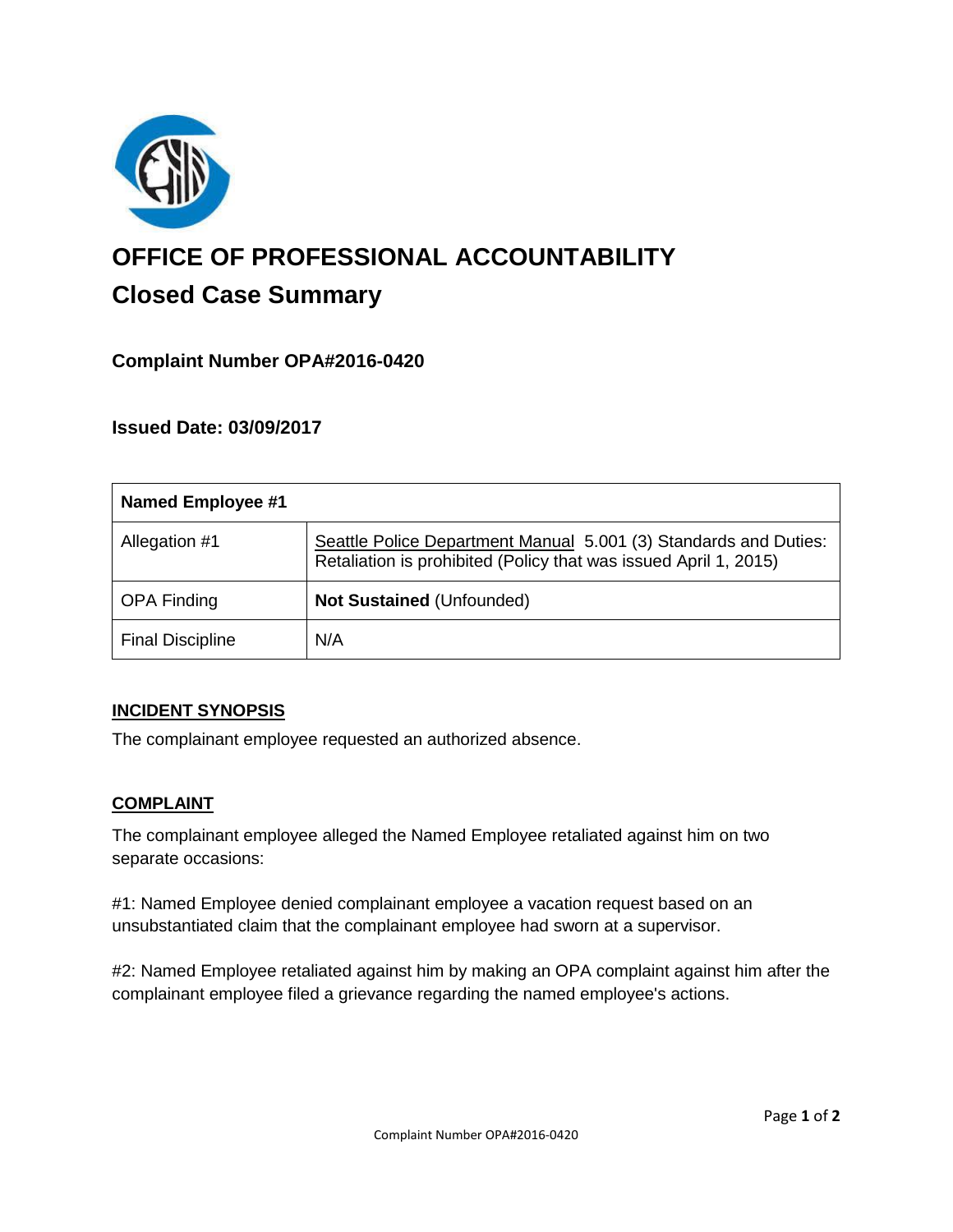# OFFICE OF PROFESSIONAL ACCOUNTABILITY

## Closed Case Summary

### Complaint Number OPA#2016-0420

### Issued Date: 03/09/2017

| Named Employee #1 | |
|---|---|
| Allegation #1 | Seattle Police Department Manual 5.001 (3) Standards and Duties: Retaliation is prohibited (Policy that was issued April 1, 2015) |
| OPA Finding | **Not Sustained** (Unfounded) |
| Final Discipline | N/A |

#### INCIDENT SYNOPSIS

The complainant employee requested an authorized absence.

#### COMPLAINT

The complainant employee alleged the Named Employee retaliated against him on two separate occasions:

#1: Named Employee denied complainant employee a vacation request based on an unsubstantiated claim that the complainant employee had sworn at a supervisor.

#2: Named Employee retaliated against him by making an OPA complaint against him after the complainant employee filed a grievance regarding the named employee's actions.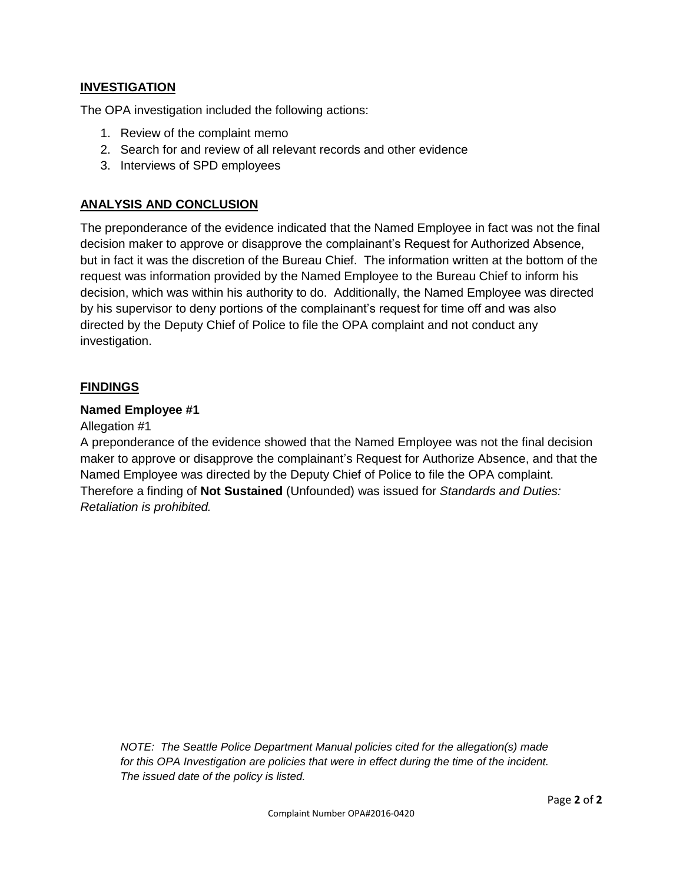## INVESTIGATION

The OPA investigation included the following actions:

1. Review of the complaint memo
2. Search for and review of all relevant records and other evidence
3. Interviews of SPD employees

## ANALYSIS AND CONCLUSION

The preponderance of the evidence indicated that the Named Employee in fact was not the final decision maker to approve or disapprove the complainant's Request for Authorized Absence, but in fact it was the discretion of the Bureau Chief. The information written at the bottom of the request was information provided by the Named Employee to the Bureau Chief to inform his decision, which was within his authority to do. Additionally, the Named Employee was directed by his supervisor to deny portions of the complainant's request for time off and was also directed by the Deputy Chief of Police to file the OPA complaint and not conduct any investigation.

## FINDINGS

**Named Employee #1**

Allegation #1

A preponderance of the evidence showed that the Named Employee was not the final decision maker to approve or disapprove the complainant's Request for Authorize Absence, and that the Named Employee was directed by the Deputy Chief of Police to file the OPA complaint. Therefore a finding of **Not Sustained** (Unfounded) was issued for *Standards and Duties: Retaliation is prohibited.*

*NOTE: The Seattle Police Department Manual policies cited for the allegation(s) made for this OPA Investigation are policies that were in effect during the time of the incident. The issued date of the policy is listed.*

Complaint Number OPA#2016-0420